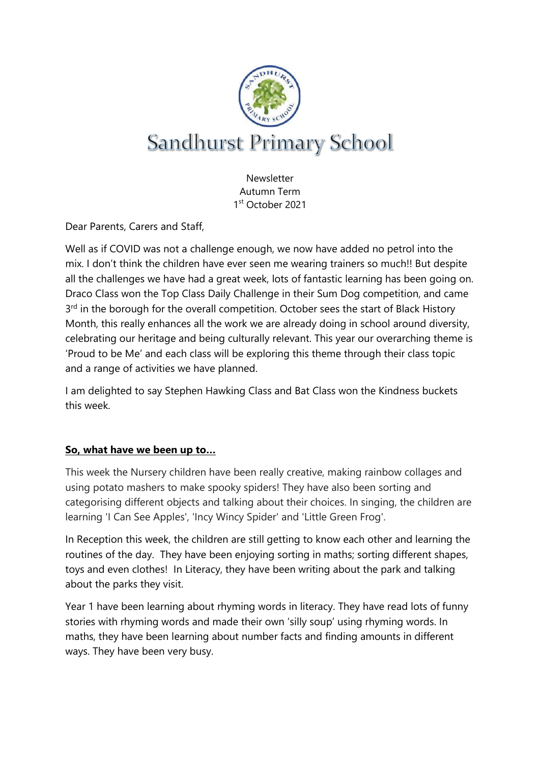# Sandhurst Primary School

Newsletter
Autumn Term
1st October 2021

Dear Parents, Carers and Staff,

Well as if COVID was not a challenge enough, we now have added no petrol into the mix. I don't think the children have ever seen me wearing trainers so much!! But despite all the challenges we have had a great week, lots of fantastic learning has been going on. Draco Class won the Top Class Daily Challenge in their Sum Dog competition, and came 3rd in the borough for the overall competition. October sees the start of Black History Month, this really enhances all the work we are already doing in school around diversity, celebrating our heritage and being culturally relevant. This year our overarching theme is 'Proud to be Me' and each class will be exploring this theme through their class topic and a range of activities we have planned.

I am delighted to say Stephen Hawking Class and Bat Class won the Kindness buckets this week.

**So, what have we been up to…**

This week the Nursery children have been really creative, making rainbow collages and using potato mashers to make spooky spiders! They have also been sorting and categorising different objects and talking about their choices. In singing, the children are learning 'I Can See Apples', 'Incy Wincy Spider' and 'Little Green Frog'.

In Reception this week, the children are still getting to know each other and learning the routines of the day. They have been enjoying sorting in maths; sorting different shapes, toys and even clothes! In Literacy, they have been writing about the park and talking about the parks they visit.

Year 1 have been learning about rhyming words in literacy. They have read lots of funny stories with rhyming words and made their own 'silly soup' using rhyming words. In maths, they have been learning about number facts and finding amounts in different ways. They have been very busy.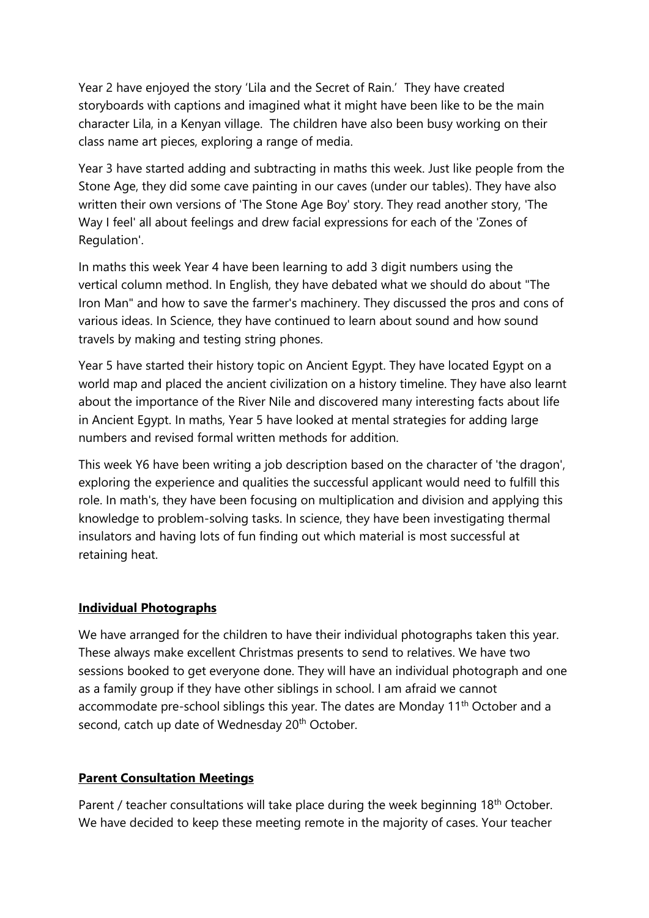Year 2 have enjoyed the story 'Lila and the Secret of Rain.' They have created storyboards with captions and imagined what it might have been like to be the main character Lila, in a Kenyan village. The children have also been busy working on their class name art pieces, exploring a range of media.

Year 3 have started adding and subtracting in maths this week. Just like people from the Stone Age, they did some cave painting in our caves (under our tables). They have also written their own versions of 'The Stone Age Boy' story. They read another story, 'The Way I feel' all about feelings and drew facial expressions for each of the 'Zones of Regulation'.

In maths this week Year 4 have been learning to add 3 digit numbers using the vertical column method. In English, they have debated what we should do about "The Iron Man" and how to save the farmer's machinery. They discussed the pros and cons of various ideas. In Science, they have continued to learn about sound and how sound travels by making and testing string phones.

Year 5 have started their history topic on Ancient Egypt. They have located Egypt on a world map and placed the ancient civilization on a history timeline. They have also learnt about the importance of the River Nile and discovered many interesting facts about life in Ancient Egypt. In maths, Year 5 have looked at mental strategies for adding large numbers and revised formal written methods for addition.

This week Y6 have been writing a job description based on the character of 'the dragon', exploring the experience and qualities the successful applicant would need to fulfill this role. In math's, they have been focusing on multiplication and division and applying this knowledge to problem-solving tasks. In science, they have been investigating thermal insulators and having lots of fun finding out which material is most successful at retaining heat.

## Individual Photographs

We have arranged for the children to have their individual photographs taken this year. These always make excellent Christmas presents to send to relatives. We have two sessions booked to get everyone done. They will have an individual photograph and one as a family group if they have other siblings in school. I am afraid we cannot accommodate pre-school siblings this year. The dates are Monday 11th October and a second, catch up date of Wednesday 20th October.

## Parent Consultation Meetings

Parent / teacher consultations will take place during the week beginning 18th October. We have decided to keep these meeting remote in the majority of cases. Your teacher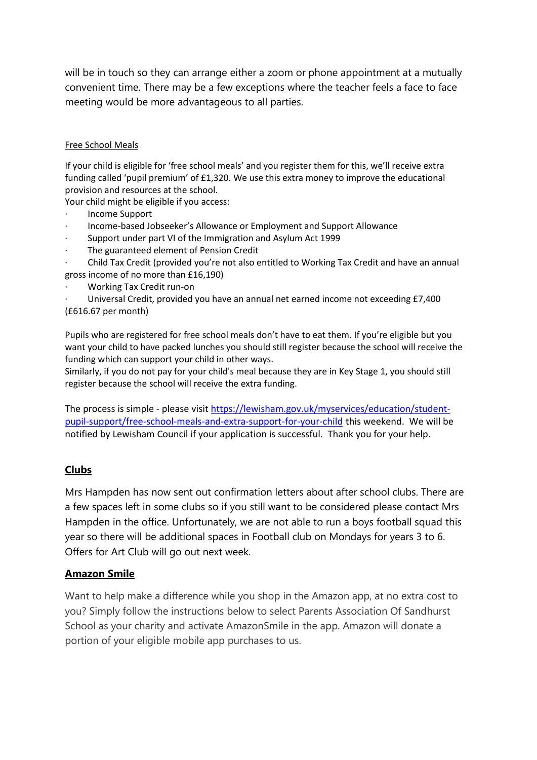will be in touch so they can arrange either a zoom or phone appointment at a mutually convenient time. There may be a few exceptions where the teacher feels a face to face meeting would be more advantageous to all parties.

Free School Meals

If your child is eligible for 'free school meals' and you register them for this, we'll receive extra funding called 'pupil premium' of £1,320. We use this extra money to improve the educational provision and resources at the school.

Your child might be eligible if you access:

- Income Support
- Income-based Jobseeker's Allowance or Employment and Support Allowance
- Support under part VI of the Immigration and Asylum Act 1999
- The guaranteed element of Pension Credit
- Child Tax Credit (provided you're not also entitled to Working Tax Credit and have an annual gross income of no more than £16,190)
- Working Tax Credit run-on
- Universal Credit, provided you have an annual net earned income not exceeding £7,400 (£616.67 per month)

Pupils who are registered for free school meals don't have to eat them. If you're eligible but you want your child to have packed lunches you should still register because the school will receive the funding which can support your child in other ways.

Similarly, if you do not pay for your child's meal because they are in Key Stage 1, you should still register because the school will receive the extra funding.

The process is simple - please visit [https://lewisham.gov.uk/myservices/education/student-pupil-support/free-school-meals-and-extra-support-for-your-child](https://lewisham.gov.uk/myservices/education/student-pupil-support/free-school-meals-and-extra-support-for-your-child) this weekend. We will be notified by Lewisham Council if your application is successful. Thank you for your help.

## Clubs

Mrs Hampden has now sent out confirmation letters about after school clubs. There are a few spaces left in some clubs so if you still want to be considered please contact Mrs Hampden in the office. Unfortunately, we are not able to run a boys football squad this year so there will be additional spaces in Football club on Mondays for years 3 to 6. Offers for Art Club will go out next week.

## Amazon Smile

Want to help make a difference while you shop in the Amazon app, at no extra cost to you? Simply follow the instructions below to select Parents Association Of Sandhurst School as your charity and activate AmazonSmile in the app. Amazon will donate a portion of your eligible mobile app purchases to us.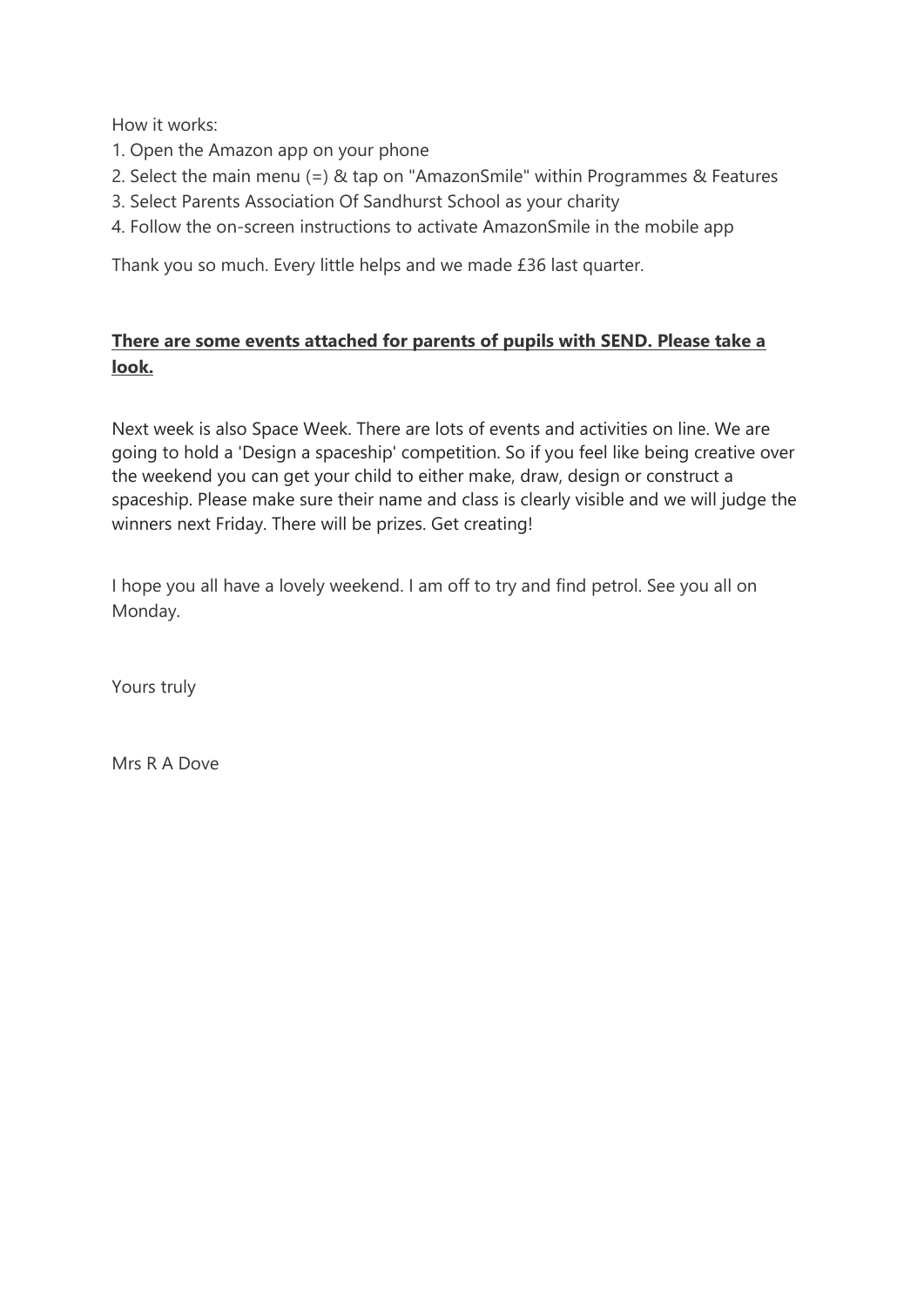How it works:

1. Open the Amazon app on your phone
2. Select the main menu (=) & tap on "AmazonSmile" within Programmes & Features
3. Select Parents Association Of Sandhurst School as your charity
4. Follow the on-screen instructions to activate AmazonSmile in the mobile app

Thank you so much. Every little helps and we made £36 last quarter.

**There are some events attached for parents of pupils with SEND. Please take a look.**

Next week is also Space Week. There are lots of events and activities on line. We are going to hold a 'Design a spaceship' competition. So if you feel like being creative over the weekend you can get your child to either make, draw, design or construct a spaceship. Please make sure their name and class is clearly visible and we will judge the winners next Friday. There will be prizes. Get creating!

I hope you all have a lovely weekend. I am off to try and find petrol. See you all on Monday.

Yours truly

Mrs R A Dove